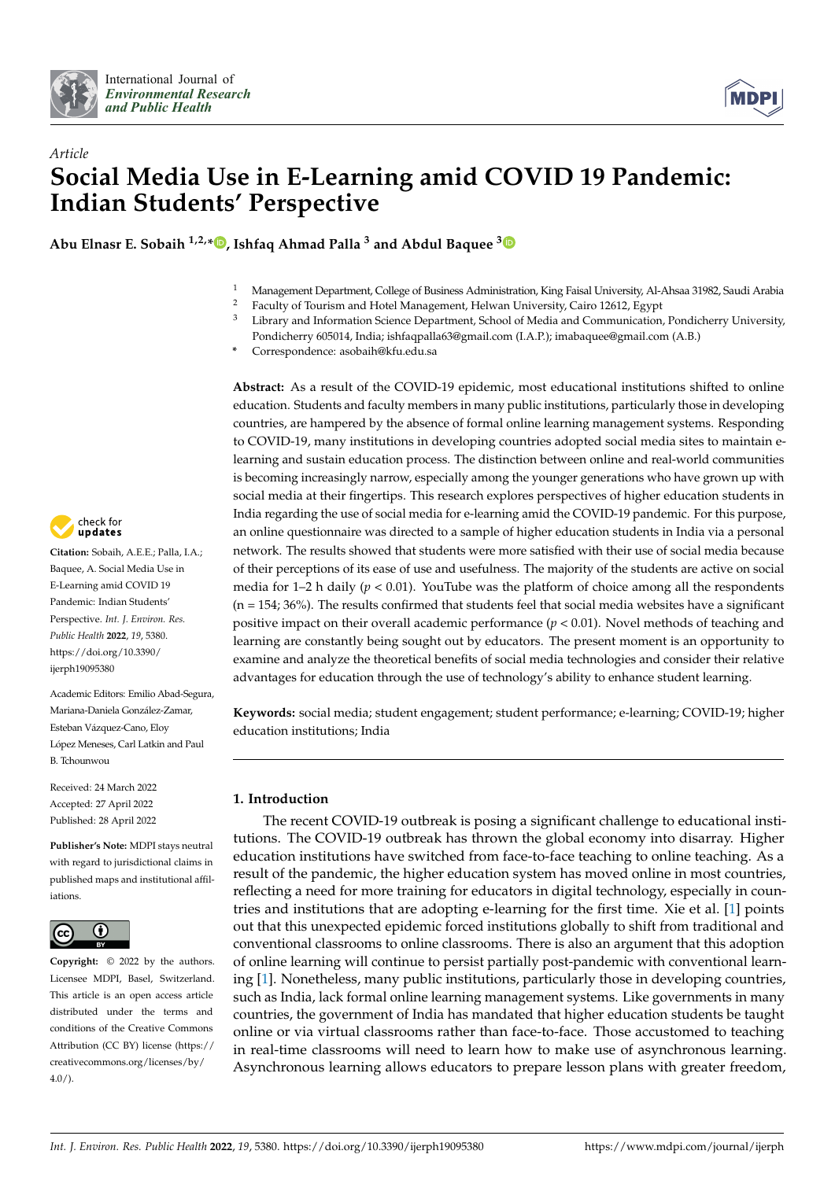Article

# Social Media Use in E-Learning amid COVID 19 Pandemic: Indian Students' Perspective

**Abu Elnasr E. Sobaih [1,2,*], Ishfaq Ahmad Palla [3] and Abdul Baquee [3]**

[1] Management Department, College of Business Administration, King Faisal University, Al-Ahsaa 31982, Saudi Arabia
[2] Faculty of Tourism and Hotel Management, Helwan University, Cairo 12612, Egypt
[3] Library and Information Science Department, School of Media and Communication, Pondicherry University, Pondicherry 605014, India; ishfaqpalla63@gmail.com (I.A.P.); imabaquee@gmail.com (A.B.)
* Correspondence: asobaih@kfu.edu.sa

**Abstract:** As a result of the COVID-19 epidemic, most educational institutions shifted to online education. Students and faculty members in many public institutions, particularly those in developing countries, are hampered by the absence of formal online learning management systems. Responding to COVID-19, many institutions in developing countries adopted social media sites to maintain e-learning and sustain education process. The distinction between online and real-world communities is becoming increasingly narrow, especially among the younger generations who have grown up with social media at their fingertips. This research explores perspectives of higher education students in India regarding the use of social media for e-learning amid the COVID-19 pandemic. For this purpose, an online questionnaire was directed to a sample of higher education students in India via a personal network. The results showed that students were more satisfied with their use of social media because of their perceptions of its ease of use and usefulness. The majority of the students are active on social media for 1–2 h daily ($p < 0.01$). YouTube was the platform of choice among all the respondents (n = 154; 36%). The results confirmed that students feel that social media websites have a significant positive impact on their overall academic performance ($p < 0.01$). Novel methods of teaching and learning are constantly being sought out by educators. The present moment is an opportunity to examine and analyze the theoretical benefits of social media technologies and consider their relative advantages for education through the use of technology's ability to enhance student learning.

**Keywords:** social media; student engagement; student performance; e-learning; COVID-19; higher education institutions; India

**Citation:** Sobaih, A.E.E.; Palla, I.A.; Baquee, A. Social Media Use in E-Learning amid COVID 19 Pandemic: Indian Students' Perspective. *Int. J. Environ. Res. Public Health* **2022**, *19*, 5380. https://doi.org/10.3390/ijerph19095380

Academic Editors: Emilio Abad-Segura, Mariana-Daniela González-Zamar, Esteban Vázquez-Cano, Eloy López Meneses, Carl Latkin and Paul B. Tchounwou

Received: 24 March 2022
Accepted: 27 April 2022
Published: 28 April 2022

**Publisher's Note:** MDPI stays neutral with regard to jurisdictional claims in published maps and institutional affiliations.

**Copyright:** © 2022 by the authors. Licensee MDPI, Basel, Switzerland. This article is an open access article distributed under the terms and conditions of the Creative Commons Attribution (CC BY) license (https://creativecommons.org/licenses/by/4.0/).

## 1. Introduction

The recent COVID-19 outbreak is posing a significant challenge to educational institutions. The COVID-19 outbreak has thrown the global economy into disarray. Higher education institutions have switched from face-to-face teaching to online teaching. As a result of the pandemic, the higher education system has moved online in most countries, reflecting a need for more training for educators in digital technology, especially in countries and institutions that are adopting e-learning for the first time. Xie et al. [1] points out that this unexpected epidemic forced institutions globally to shift from traditional and conventional classrooms to online classrooms. There is also an argument that this adoption of online learning will continue to persist partially post-pandemic with conventional learning [1]. Nonetheless, many public institutions, particularly those in developing countries, such as India, lack formal online learning management systems. Like governments in many countries, the government of India has mandated that higher education students be taught online or via virtual classrooms rather than face-to-face. Those accustomed to teaching in real-time classrooms will need to learn how to make use of asynchronous learning. Asynchronous learning allows educators to prepare lesson plans with greater freedom,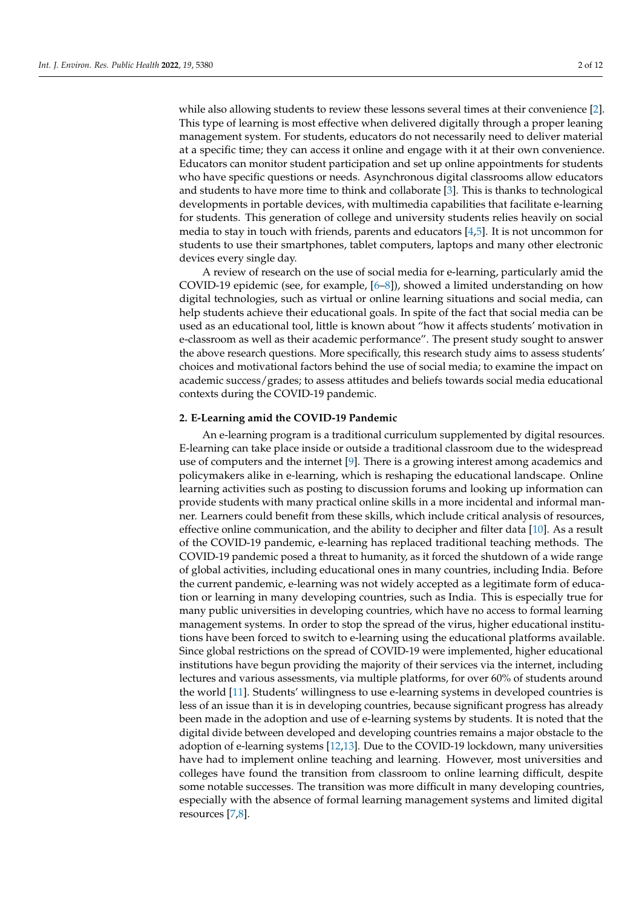while also allowing students to review these lessons several times at their convenience [2]. This type of learning is most effective when delivered digitally through a proper leaning management system. For students, educators do not necessarily need to deliver material at a specific time; they can access it online and engage with it at their own convenience. Educators can monitor student participation and set up online appointments for students who have specific questions or needs. Asynchronous digital classrooms allow educators and students to have more time to think and collaborate [3]. This is thanks to technological developments in portable devices, with multimedia capabilities that facilitate e-learning for students. This generation of college and university students relies heavily on social media to stay in touch with friends, parents and educators [4,5]. It is not uncommon for students to use their smartphones, tablet computers, laptops and many other electronic devices every single day.

A review of research on the use of social media for e-learning, particularly amid the COVID-19 epidemic (see, for example, [6–8]), showed a limited understanding on how digital technologies, such as virtual or online learning situations and social media, can help students achieve their educational goals. In spite of the fact that social media can be used as an educational tool, little is known about "how it affects students' motivation in e-classroom as well as their academic performance". The present study sought to answer the above research questions. More specifically, this research study aims to assess students' choices and motivational factors behind the use of social media; to examine the impact on academic success/grades; to assess attitudes and beliefs towards social media educational contexts during the COVID-19 pandemic.

## 2. E-Learning amid the COVID-19 Pandemic

An e-learning program is a traditional curriculum supplemented by digital resources. E-learning can take place inside or outside a traditional classroom due to the widespread use of computers and the internet [9]. There is a growing interest among academics and policymakers alike in e-learning, which is reshaping the educational landscape. Online learning activities such as posting to discussion forums and looking up information can provide students with many practical online skills in a more incidental and informal manner. Learners could benefit from these skills, which include critical analysis of resources, effective online communication, and the ability to decipher and filter data [10]. As a result of the COVID-19 pandemic, e-learning has replaced traditional teaching methods. The COVID-19 pandemic posed a threat to humanity, as it forced the shutdown of a wide range of global activities, including educational ones in many countries, including India. Before the current pandemic, e-learning was not widely accepted as a legitimate form of education or learning in many developing countries, such as India. This is especially true for many public universities in developing countries, which have no access to formal learning management systems. In order to stop the spread of the virus, higher educational institutions have been forced to switch to e-learning using the educational platforms available. Since global restrictions on the spread of COVID-19 were implemented, higher educational institutions have begun providing the majority of their services via the internet, including lectures and various assessments, via multiple platforms, for over 60% of students around the world [11]. Students' willingness to use e-learning systems in developed countries is less of an issue than it is in developing countries, because significant progress has already been made in the adoption and use of e-learning systems by students. It is noted that the digital divide between developed and developing countries remains a major obstacle to the adoption of e-learning systems [12,13]. Due to the COVID-19 lockdown, many universities have had to implement online teaching and learning. However, most universities and colleges have found the transition from classroom to online learning difficult, despite some notable successes. The transition was more difficult in many developing countries, especially with the absence of formal learning management systems and limited digital resources [7,8].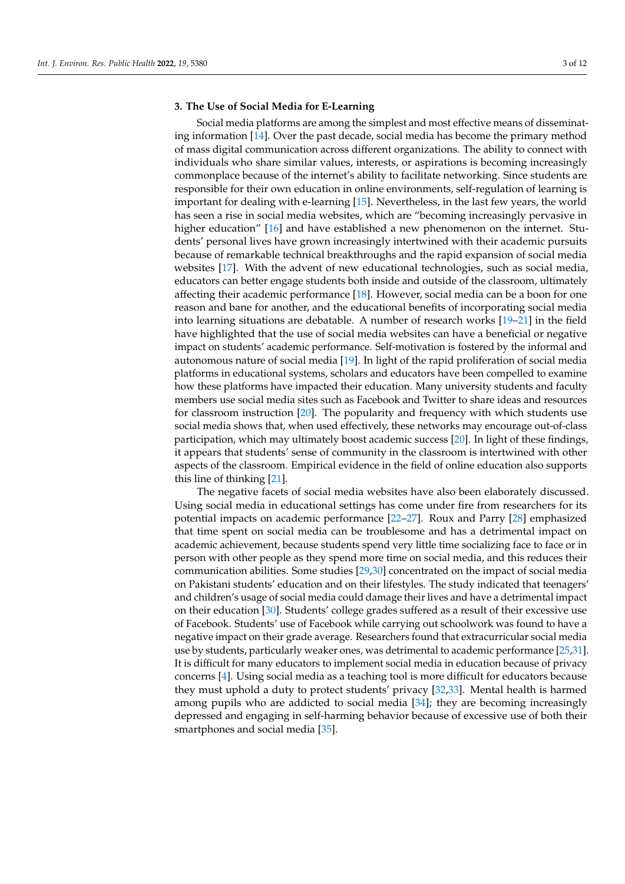## 3. The Use of Social Media for E-Learning

Social media platforms are among the simplest and most effective means of disseminating information [14]. Over the past decade, social media has become the primary method of mass digital communication across different organizations. The ability to connect with individuals who share similar values, interests, or aspirations is becoming increasingly commonplace because of the internet's ability to facilitate networking. Since students are responsible for their own education in online environments, self-regulation of learning is important for dealing with e-learning [15]. Nevertheless, in the last few years, the world has seen a rise in social media websites, which are "becoming increasingly pervasive in higher education" [16] and have established a new phenomenon on the internet. Students' personal lives have grown increasingly intertwined with their academic pursuits because of remarkable technical breakthroughs and the rapid expansion of social media websites [17]. With the advent of new educational technologies, such as social media, educators can better engage students both inside and outside of the classroom, ultimately affecting their academic performance [18]. However, social media can be a boon for one reason and bane for another, and the educational benefits of incorporating social media into learning situations are debatable. A number of research works [19–21] in the field have highlighted that the use of social media websites can have a beneficial or negative impact on students' academic performance. Self-motivation is fostered by the informal and autonomous nature of social media [19]. In light of the rapid proliferation of social media platforms in educational systems, scholars and educators have been compelled to examine how these platforms have impacted their education. Many university students and faculty members use social media sites such as Facebook and Twitter to share ideas and resources for classroom instruction [20]. The popularity and frequency with which students use social media shows that, when used effectively, these networks may encourage out-of-class participation, which may ultimately boost academic success [20]. In light of these findings, it appears that students' sense of community in the classroom is intertwined with other aspects of the classroom. Empirical evidence in the field of online education also supports this line of thinking [21].

The negative facets of social media websites have also been elaborately discussed. Using social media in educational settings has come under fire from researchers for its potential impacts on academic performance [22–27]. Roux and Parry [28] emphasized that time spent on social media can be troublesome and has a detrimental impact on academic achievement, because students spend very little time socializing face to face or in person with other people as they spend more time on social media, and this reduces their communication abilities. Some studies [29,30] concentrated on the impact of social media on Pakistani students' education and on their lifestyles. The study indicated that teenagers' and children's usage of social media could damage their lives and have a detrimental impact on their education [30]. Students' college grades suffered as a result of their excessive use of Facebook. Students' use of Facebook while carrying out schoolwork was found to have a negative impact on their grade average. Researchers found that extracurricular social media use by students, particularly weaker ones, was detrimental to academic performance [25,31]. It is difficult for many educators to implement social media in education because of privacy concerns [4]. Using social media as a teaching tool is more difficult for educators because they must uphold a duty to protect students' privacy [32,33]. Mental health is harmed among pupils who are addicted to social media [34]; they are becoming increasingly depressed and engaging in self-harming behavior because of excessive use of both their smartphones and social media [35].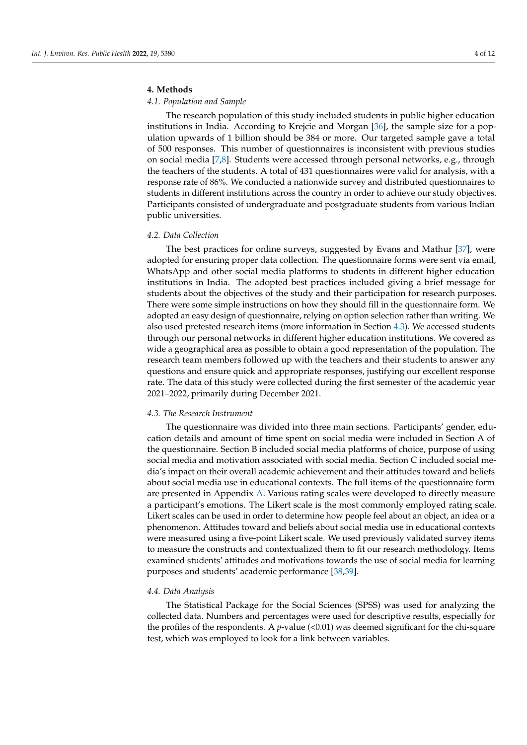## 4. Methods

### 4.1. Population and Sample

The research population of this study included students in public higher education institutions in India. According to Krejcie and Morgan [36], the sample size for a population upwards of 1 billion should be 384 or more. Our targeted sample gave a total of 500 responses. This number of questionnaires is inconsistent with previous studies on social media [7,8]. Students were accessed through personal networks, e.g., through the teachers of the students. A total of 431 questionnaires were valid for analysis, with a response rate of 86%. We conducted a nationwide survey and distributed questionnaires to students in different institutions across the country in order to achieve our study objectives. Participants consisted of undergraduate and postgraduate students from various Indian public universities.

### 4.2. Data Collection

The best practices for online surveys, suggested by Evans and Mathur [37], were adopted for ensuring proper data collection. The questionnaire forms were sent via email, WhatsApp and other social media platforms to students in different higher education institutions in India. The adopted best practices included giving a brief message for students about the objectives of the study and their participation for research purposes. There were some simple instructions on how they should fill in the questionnaire form. We adopted an easy design of questionnaire, relying on option selection rather than writing. We also used pretested research items (more information in Section 4.3). We accessed students through our personal networks in different higher education institutions. We covered as wide a geographical area as possible to obtain a good representation of the population. The research team members followed up with the teachers and their students to answer any questions and ensure quick and appropriate responses, justifying our excellent response rate. The data of this study were collected during the first semester of the academic year 2021–2022, primarily during December 2021.

### 4.3. The Research Instrument

The questionnaire was divided into three main sections. Participants' gender, education details and amount of time spent on social media were included in Section A of the questionnaire. Section B included social media platforms of choice, purpose of using social media and motivation associated with social media. Section C included social media's impact on their overall academic achievement and their attitudes toward and beliefs about social media use in educational contexts. The full items of the questionnaire form are presented in Appendix A. Various rating scales were developed to directly measure a participant's emotions. The Likert scale is the most commonly employed rating scale. Likert scales can be used in order to determine how people feel about an object, an idea or a phenomenon. Attitudes toward and beliefs about social media use in educational contexts were measured using a five-point Likert scale. We used previously validated survey items to measure the constructs and contextualized them to fit our research methodology. Items examined students' attitudes and motivations towards the use of social media for learning purposes and students' academic performance [38,39].

### 4.4. Data Analysis

The Statistical Package for the Social Sciences (SPSS) was used for analyzing the collected data. Numbers and percentages were used for descriptive results, especially for the profiles of the respondents. A $p$-value ($<0.01$) was deemed significant for the chi-square test, which was employed to look for a link between variables.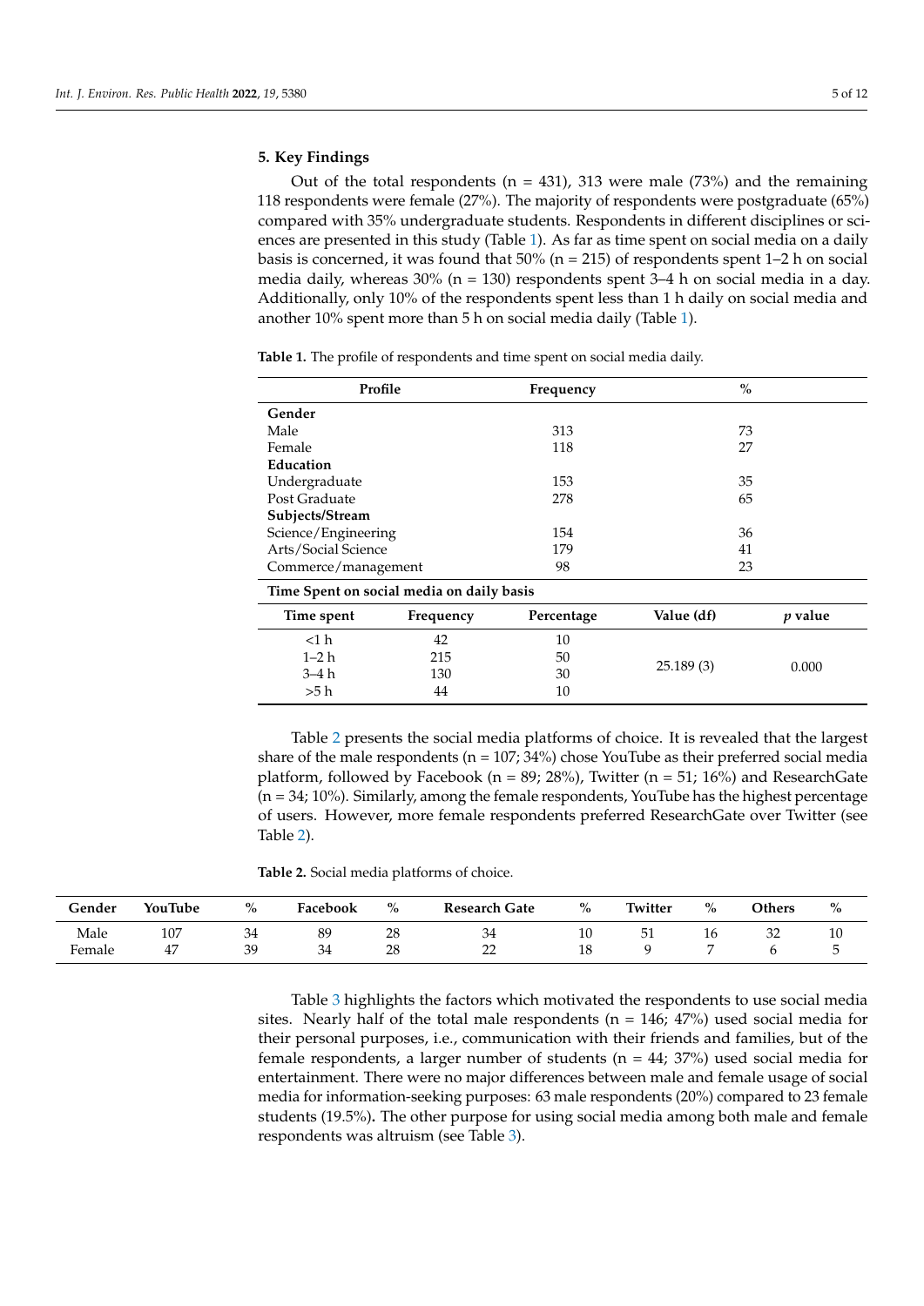## 5. Key Findings

Out of the total respondents (n = 431), 313 were male (73%) and the remaining 118 respondents were female (27%). The majority of respondents were postgraduate (65%) compared with 35% undergraduate students. Respondents in different disciplines or sciences are presented in this study (Table 1). As far as time spent on social media on a daily basis is concerned, it was found that 50% (n = 215) of respondents spent 1–2 h on social media daily, whereas 30% (n = 130) respondents spent 3–4 h on social media in a day. Additionally, only 10% of the respondents spent less than 1 h daily on social media and another 10% spent more than 5 h on social media daily (Table 1).

**Table 1.** The profile of respondents and time spent on social media daily.

| Profile | Frequency | % |
|---|---|---|
| **Gender** | | |
| Male | 313 | 73 |
| Female | 118 | 27 |
| **Education** | | |
| Undergraduate | 153 | 35 |
| Post Graduate | 278 | 65 |
| **Subjects/Stream** | | |
| Science/Engineering | 154 | 36 |
| Arts/Social Science | 179 | 41 |
| Commerce/management | 98 | 23 |

**Time Spent on social media on daily basis**

| Time spent | Frequency | Percentage | Value (df) | *p* value |
|---|---|---|---|---|
| <1 h | 42 | 10 | 25.189 (3) | 0.000 |
| 1–2 h | 215 | 50 | | |
| 3–4 h | 130 | 30 | | |
| >5 h | 44 | 10 | | |

Table 2 presents the social media platforms of choice. It is revealed that the largest share of the male respondents (n = 107; 34%) chose YouTube as their preferred social media platform, followed by Facebook (n = 89; 28%), Twitter (n = 51; 16%) and ResearchGate (n = 34; 10%). Similarly, among the female respondents, YouTube has the highest percentage of users. However, more female respondents preferred ResearchGate over Twitter (see Table 2).

**Table 2.** Social media platforms of choice.

| Gender | YouTube | % | Facebook | % | Research Gate | % | Twitter | % | Others | % |
|---|---|---|---|---|---|---|---|---|---|---|
| Male | 107 | 34 | 89 | 28 | 34 | 10 | 51 | 16 | 32 | 10 |
| Female | 47 | 39 | 34 | 28 | 22 | 18 | 9 | 7 | 6 | 5 |

Table 3 highlights the factors which motivated the respondents to use social media sites. Nearly half of the total male respondents (n = 146; 47%) used social media for their personal purposes, i.e., communication with their friends and families, but of the female respondents, a larger number of students (n = 44; 37%) used social media for entertainment. There were no major differences between male and female usage of social media for information-seeking purposes: 63 male respondents (20%) compared to 23 female students (19.5%). The other purpose for using social media among both male and female respondents was altruism (see Table 3).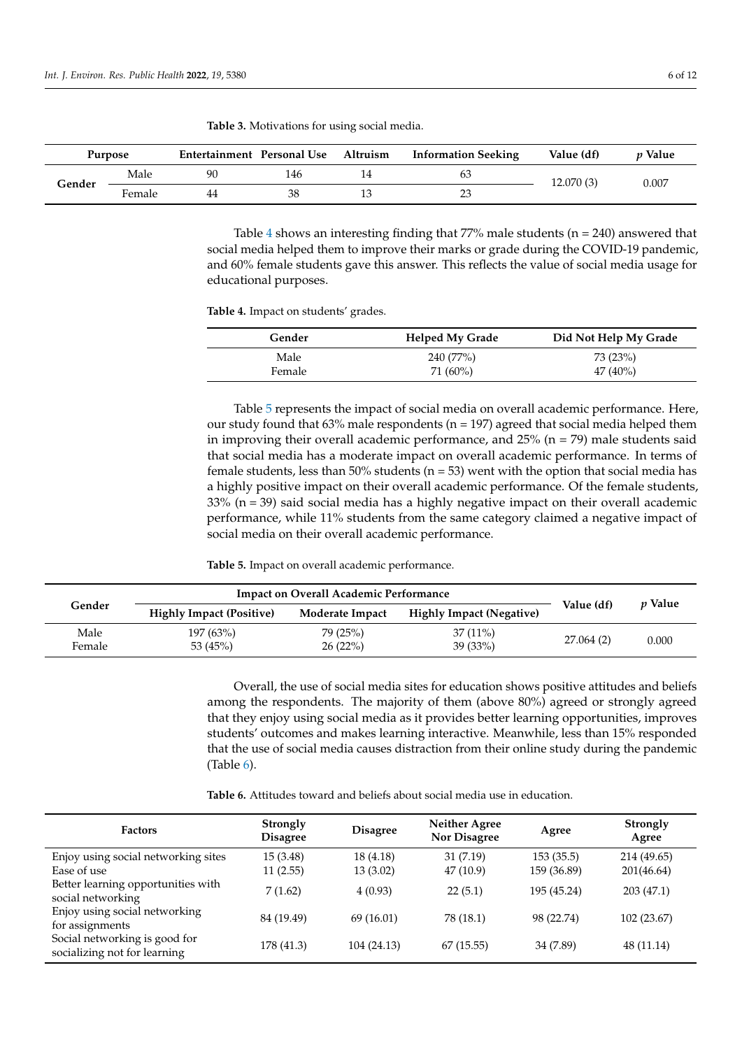**Table 3.** Motivations for using social media.

| Purpose | | Entertainment | Personal Use | Altruism | Information Seeking | Value (df) | *p* Value |
|---|---|---|---|---|---|---|---|
| Gender | Male | 90 | 146 | 14 | 63 | 12.070 (3) | 0.007 |
| | Female | 44 | 38 | 13 | 23 | | |

Table 4 shows an interesting finding that 77% male students (n = 240) answered that social media helped them to improve their marks or grade during the COVID-19 pandemic, and 60% female students gave this answer. This reflects the value of social media usage for educational purposes.

**Table 4.** Impact on students' grades.

| Gender | Helped My Grade | Did Not Help My Grade |
|---|---|---|
| Male | 240 (77%) | 73 (23%) |
| Female | 71 (60%) | 47 (40%) |

Table 5 represents the impact of social media on overall academic performance. Here, our study found that 63% male respondents (n = 197) agreed that social media helped them in improving their overall academic performance, and 25% (n = 79) male students said that social media has a moderate impact on overall academic performance. In terms of female students, less than 50% students (n = 53) went with the option that social media has a highly positive impact on their overall academic performance. Of the female students, 33% (n = 39) said social media has a highly negative impact on their overall academic performance, while 11% students from the same category claimed a negative impact of social media on their overall academic performance.

**Table 5.** Impact on overall academic performance.

| Gender | Impact on Overall Academic Performance | | | Value (df) | *p* Value |
|---|---|---|---|---|---|
| | Highly Impact (Positive) | Moderate Impact | Highly Impact (Negative) | | |
| Male | 197 (63%) | 79 (25%) | 37 (11%) | 27.064 (2) | 0.000 |
| Female | 53 (45%) | 26 (22%) | 39 (33%) | | |

Overall, the use of social media sites for education shows positive attitudes and beliefs among the respondents. The majority of them (above 80%) agreed or strongly agreed that they enjoy using social media as it provides better learning opportunities, improves students' outcomes and makes learning interactive. Meanwhile, less than 15% responded that the use of social media causes distraction from their online study during the pandemic (Table 6).

**Table 6.** Attitudes toward and beliefs about social media use in education.

| Factors | Strongly Disagree | Disagree | Neither Agree Nor Disagree | Agree | Strongly Agree |
|---|---|---|---|---|---|
| Enjoy using social networking sites | 15 (3.48) | 18 (4.18) | 31 (7.19) | 153 (35.5) | 214 (49.65) |
| Ease of use | 11 (2.55) | 13 (3.02) | 47 (10.9) | 159 (36.89) | 201(46.64) |
| Better learning opportunities with social networking | 7 (1.62) | 4 (0.93) | 22 (5.1) | 195 (45.24) | 203 (47.1) |
| Enjoy using social networking for assignments | 84 (19.49) | 69 (16.01) | 78 (18.1) | 98 (22.74) | 102 (23.67) |
| Social networking is good for socializing not for learning | 178 (41.3) | 104 (24.13) | 67 (15.55) | 34 (7.89) | 48 (11.14) |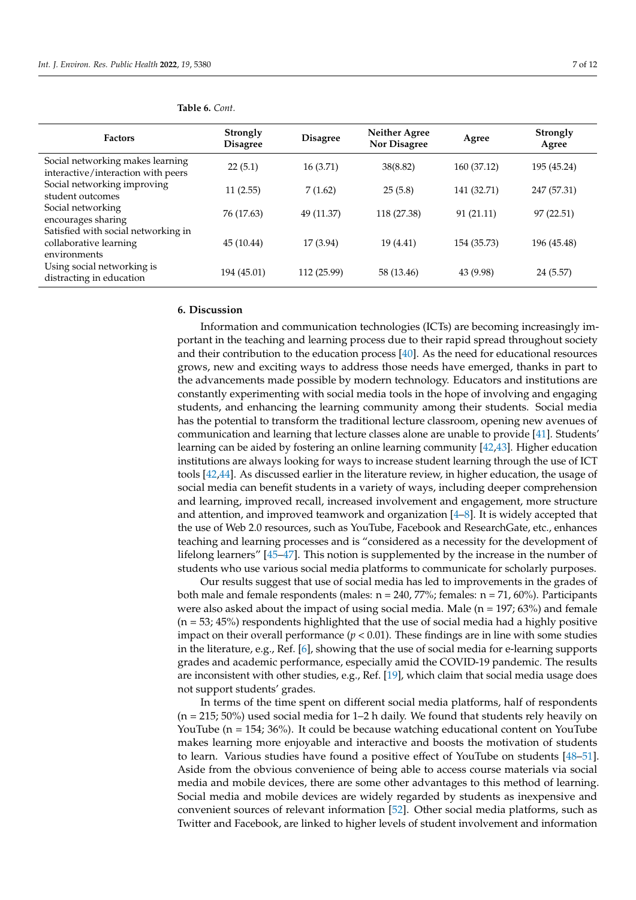**Table 6.** *Cont.*

| Factors | Strongly Disagree | Disagree | Neither Agree Nor Disagree | Agree | Strongly Agree |
|---|---|---|---|---|---|
| Social networking makes learning interactive/interaction with peers | 22 (5.1) | 16 (3.71) | 38(8.82) | 160 (37.12) | 195 (45.24) |
| Social networking improving student outcomes | 11 (2.55) | 7 (1.62) | 25 (5.8) | 141 (32.71) | 247 (57.31) |
| Social networking encourages sharing | 76 (17.63) | 49 (11.37) | 118 (27.38) | 91 (21.11) | 97 (22.51) |
| Satisfied with social networking in collaborative learning environments | 45 (10.44) | 17 (3.94) | 19 (4.41) | 154 (35.73) | 196 (45.48) |
| Using social networking is distracting in education | 194 (45.01) | 112 (25.99) | 58 (13.46) | 43 (9.98) | 24 (5.57) |

## 6. Discussion

Information and communication technologies (ICTs) are becoming increasingly important in the teaching and learning process due to their rapid spread throughout society and their contribution to the education process [40]. As the need for educational resources grows, new and exciting ways to address those needs have emerged, thanks in part to the advancements made possible by modern technology. Educators and institutions are constantly experimenting with social media tools in the hope of involving and engaging students, and enhancing the learning community among their students. Social media has the potential to transform the traditional lecture classroom, opening new avenues of communication and learning that lecture classes alone are unable to provide [41]. Students' learning can be aided by fostering an online learning community [42,43]. Higher education institutions are always looking for ways to increase student learning through the use of ICT tools [42,44]. As discussed earlier in the literature review, in higher education, the usage of social media can benefit students in a variety of ways, including deeper comprehension and learning, improved recall, increased involvement and engagement, more structure and attention, and improved teamwork and organization [4–8]. It is widely accepted that the use of Web 2.0 resources, such as YouTube, Facebook and ResearchGate, etc., enhances teaching and learning processes and is "considered as a necessity for the development of lifelong learners" [45–47]. This notion is supplemented by the increase in the number of students who use various social media platforms to communicate for scholarly purposes.

Our results suggest that use of social media has led to improvements in the grades of both male and female respondents (males: n = 240, 77%; females: n = 71, 60%). Participants were also asked about the impact of using social media. Male (n = 197; 63%) and female (n = 53; 45%) respondents highlighted that the use of social media had a highly positive impact on their overall performance ($p < 0.01$). These findings are in line with some studies in the literature, e.g., Ref. [6], showing that the use of social media for e-learning supports grades and academic performance, especially amid the COVID-19 pandemic. The results are inconsistent with other studies, e.g., Ref. [19], which claim that social media usage does not support students' grades.

In terms of the time spent on different social media platforms, half of respondents (n = 215; 50%) used social media for 1–2 h daily. We found that students rely heavily on YouTube (n = 154; 36%). It could be because watching educational content on YouTube makes learning more enjoyable and interactive and boosts the motivation of students to learn. Various studies have found a positive effect of YouTube on students [48–51]. Aside from the obvious convenience of being able to access course materials via social media and mobile devices, there are some other advantages to this method of learning. Social media and mobile devices are widely regarded by students as inexpensive and convenient sources of relevant information [52]. Other social media platforms, such as Twitter and Facebook, are linked to higher levels of student involvement and information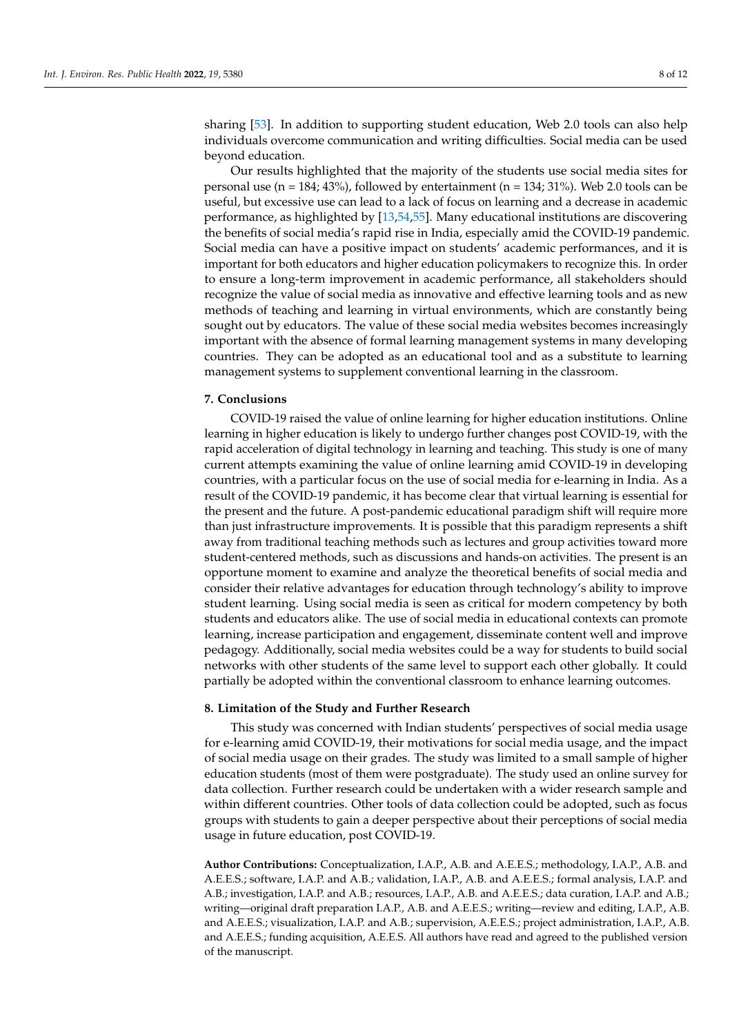sharing [53]. In addition to supporting student education, Web 2.0 tools can also help individuals overcome communication and writing difficulties. Social media can be used beyond education.

Our results highlighted that the majority of the students use social media sites for personal use (n = 184; 43%), followed by entertainment (n = 134; 31%). Web 2.0 tools can be useful, but excessive use can lead to a lack of focus on learning and a decrease in academic performance, as highlighted by [13,54,55]. Many educational institutions are discovering the benefits of social media's rapid rise in India, especially amid the COVID-19 pandemic. Social media can have a positive impact on students' academic performances, and it is important for both educators and higher education policymakers to recognize this. In order to ensure a long-term improvement in academic performance, all stakeholders should recognize the value of social media as innovative and effective learning tools and as new methods of teaching and learning in virtual environments, which are constantly being sought out by educators. The value of these social media websites becomes increasingly important with the absence of formal learning management systems in many developing countries. They can be adopted as an educational tool and as a substitute to learning management systems to supplement conventional learning in the classroom.

## 7. Conclusions

COVID-19 raised the value of online learning for higher education institutions. Online learning in higher education is likely to undergo further changes post COVID-19, with the rapid acceleration of digital technology in learning and teaching. This study is one of many current attempts examining the value of online learning amid COVID-19 in developing countries, with a particular focus on the use of social media for e-learning in India. As a result of the COVID-19 pandemic, it has become clear that virtual learning is essential for the present and the future. A post-pandemic educational paradigm shift will require more than just infrastructure improvements. It is possible that this paradigm represents a shift away from traditional teaching methods such as lectures and group activities toward more student-centered methods, such as discussions and hands-on activities. The present is an opportune moment to examine and analyze the theoretical benefits of social media and consider their relative advantages for education through technology's ability to improve student learning. Using social media is seen as critical for modern competency by both students and educators alike. The use of social media in educational contexts can promote learning, increase participation and engagement, disseminate content well and improve pedagogy. Additionally, social media websites could be a way for students to build social networks with other students of the same level to support each other globally. It could partially be adopted within the conventional classroom to enhance learning outcomes.

## 8. Limitation of the Study and Further Research

This study was concerned with Indian students' perspectives of social media usage for e-learning amid COVID-19, their motivations for social media usage, and the impact of social media usage on their grades. The study was limited to a small sample of higher education students (most of them were postgraduate). The study used an online survey for data collection. Further research could be undertaken with a wider research sample and within different countries. Other tools of data collection could be adopted, such as focus groups with students to gain a deeper perspective about their perceptions of social media usage in future education, post COVID-19.

**Author Contributions:** Conceptualization, I.A.P., A.B. and A.E.E.S.; methodology, I.A.P., A.B. and A.E.E.S.; software, I.A.P. and A.B.; validation, I.A.P., A.B. and A.E.E.S.; formal analysis, I.A.P. and A.B.; investigation, I.A.P. and A.B.; resources, I.A.P., A.B. and A.E.E.S.; data curation, I.A.P. and A.B.; writing—original draft preparation I.A.P., A.B. and A.E.E.S.; writing—review and editing, I.A.P., A.B. and A.E.E.S.; visualization, I.A.P. and A.B.; supervision, A.E.E.S.; project administration, I.A.P., A.B. and A.E.E.S.; funding acquisition, A.E.E.S. All authors have read and agreed to the published version of the manuscript.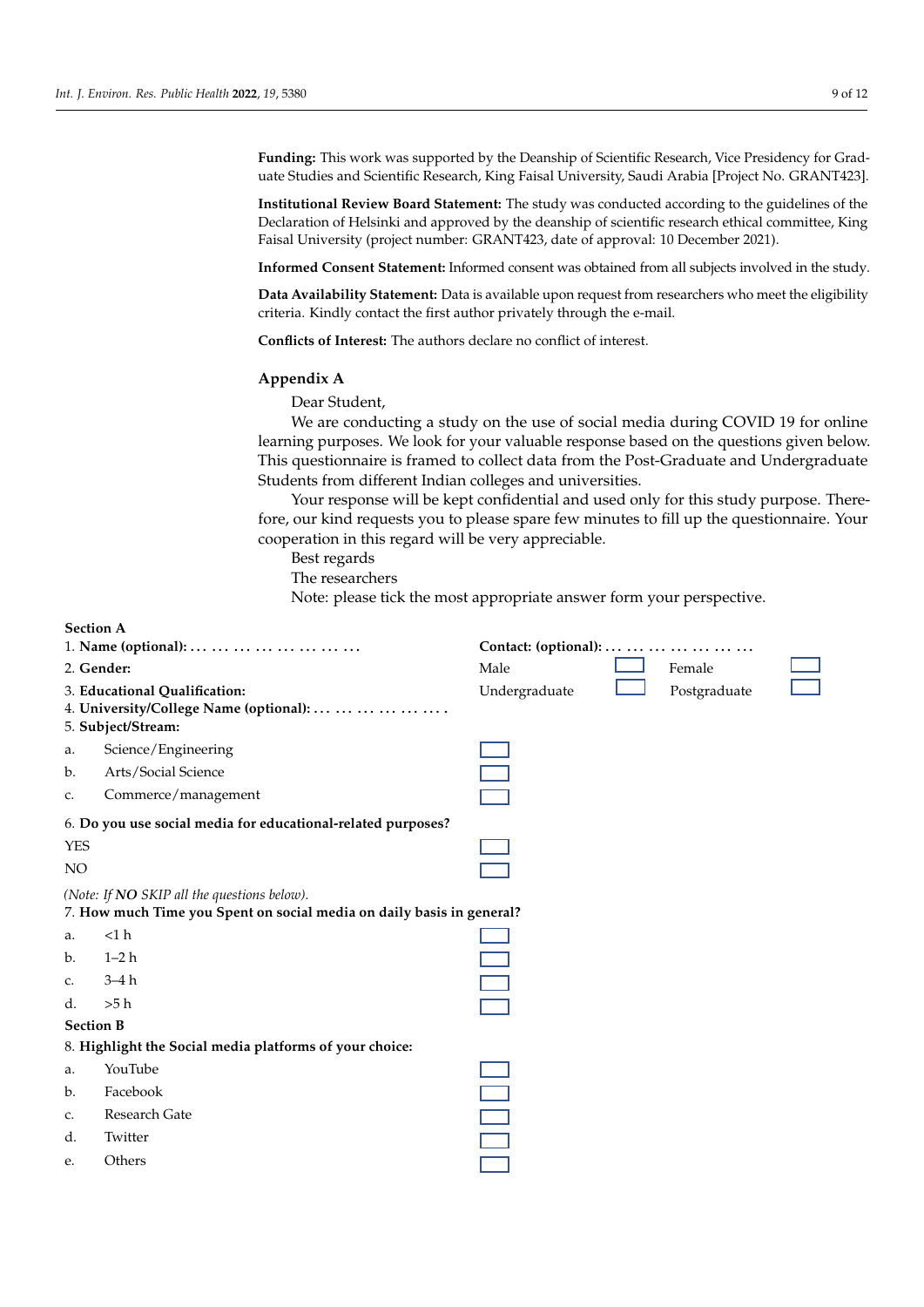**Funding:** This work was supported by the Deanship of Scientific Research, Vice Presidency for Graduate Studies and Scientific Research, King Faisal University, Saudi Arabia [Project No. GRANT423].

**Institutional Review Board Statement:** The study was conducted according to the guidelines of the Declaration of Helsinki and approved by the deanship of scientific research ethical committee, King Faisal University (project number: GRANT423, date of approval: 10 December 2021).

**Informed Consent Statement:** Informed consent was obtained from all subjects involved in the study.

**Data Availability Statement:** Data is available upon request from researchers who meet the eligibility criteria. Kindly contact the first author privately through the e-mail.

**Conflicts of Interest:** The authors declare no conflict of interest.

## Appendix A

Dear Student,

We are conducting a study on the use of social media during COVID 19 for online learning purposes. We look for your valuable response based on the questions given below. This questionnaire is framed to collect data from the Post-Graduate and Undergraduate Students from different Indian colleges and universities.

Your response will be kept confidential and used only for this study purpose. Therefore, our kind requests you to please spare few minutes to fill up the questionnaire. Your cooperation in this regard will be very appreciable.

Best regards

The researchers

Note: please tick the most appropriate answer form your perspective.

**Section A**

1. **Name (optional):** … … … … … … … … …  **Contact: (optional):** … … … … … … …
2. **Gender:** Male ☐ Female ☐
3. **Educational Qualification:** Undergraduate ☐ Postgraduate ☐
4. **University/College Name (optional):** … … … … … … … .
5. **Subject/Stream:**

a. Science/Engineering ☐
b. Arts/Social Science ☐
c. Commerce/management ☐

6. **Do you use social media for educational-related purposes?**

YES ☐
NO ☐

*(Note: If **NO** SKIP all the questions below).*

7. **How much Time you Spent on social media on daily basis in general?**

a. <1 h ☐
b. 1–2 h ☐
c. 3–4 h ☐
d. >5 h ☐

**Section B**

8. **Highlight the Social media platforms of your choice:**

a. YouTube ☐
b. Facebook ☐
c. Research Gate ☐
d. Twitter ☐
e. Others ☐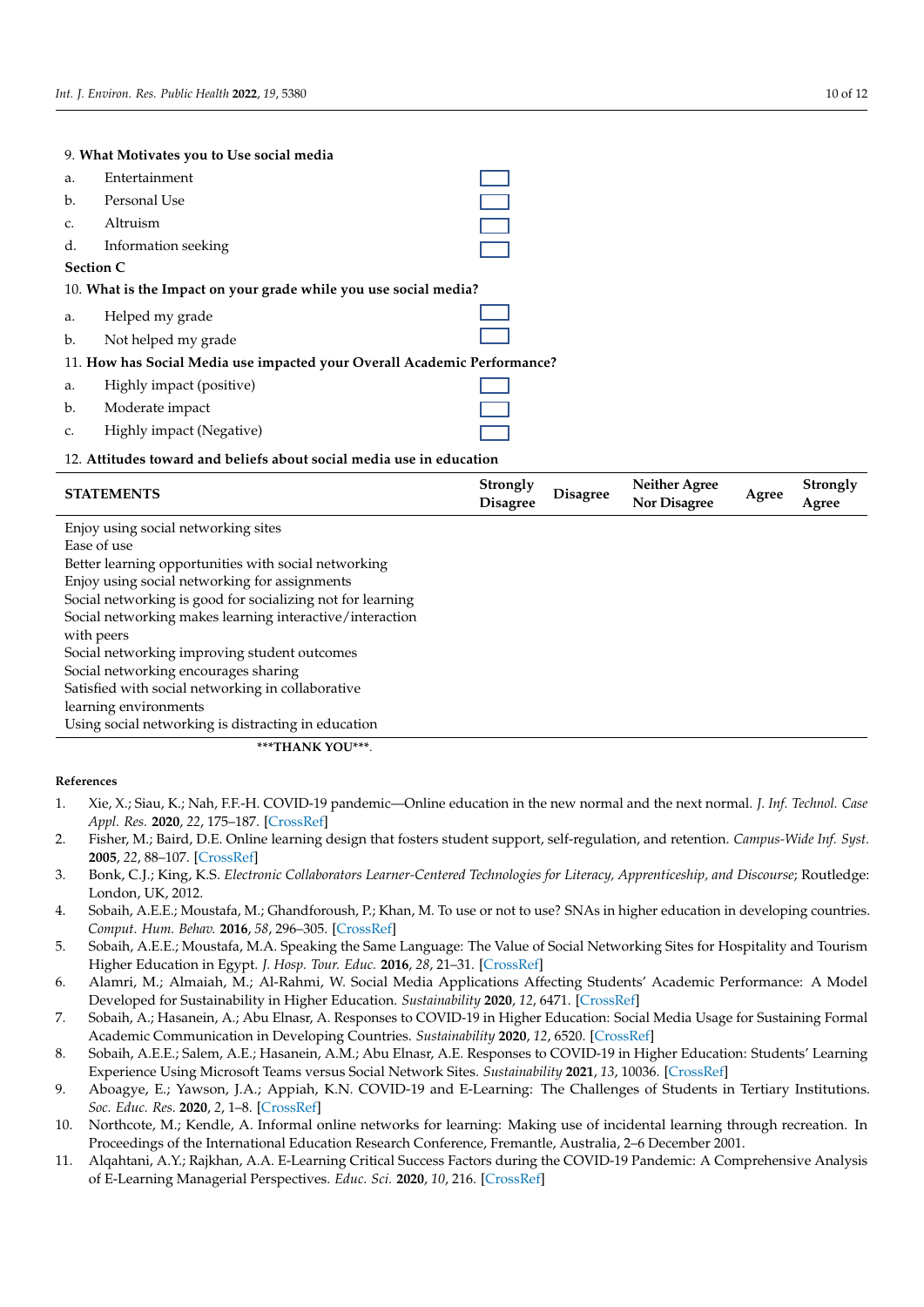9. **What Motivates you to Use social media**

a. Entertainment ☐
b. Personal Use ☐
c. Altruism ☐
d. Information seeking ☐

**Section C**

10. **What is the Impact on your grade while you use social media?**

a. Helped my grade ☐
b. Not helped my grade ☐

11. **How has Social Media use impacted your Overall Academic Performance?**

a. Highly impact (positive) ☐
b. Moderate impact ☐
c. Highly impact (Negative) ☐

12. **Attitudes toward and beliefs about social media use in education**

| STATEMENTS | Strongly Disagree | Disagree | Neither Agree Nor Disagree | Agree | Strongly Agree |
|---|---|---|---|---|---|
| Enjoy using social networking sites | | | | | |
| Ease of use | | | | | |
| Better learning opportunities with social networking | | | | | |
| Enjoy using social networking for assignments | | | | | |
| Social networking is good for socializing not for learning | | | | | |
| Social networking makes learning interactive/interaction with peers | | | | | |
| Social networking improving student outcomes | | | | | |
| Social networking encourages sharing | | | | | |
| Satisfied with social networking in collaborative learning environments | | | | | |
| Using social networking is distracting in education | | | | | |

**\*\*\*THANK YOU\*\*\***.

## References

1. Xie, X.; Siau, K.; Nah, F.F.-H. COVID-19 pandemic—Online education in the new normal and the next normal. *J. Inf. Technol. Case Appl. Res.* **2020**, *22*, 175–187. [CrossRef]
2. Fisher, M.; Baird, D.E. Online learning design that fosters student support, self-regulation, and retention. *Campus-Wide Inf. Syst.* **2005**, *22*, 88–107. [CrossRef]
3. Bonk, C.J.; King, K.S. *Electronic Collaborators Learner-Centered Technologies for Literacy, Apprenticeship, and Discourse*; Routledge: London, UK, 2012.
4. Sobaih, A.E.E.; Moustafa, M.; Ghandforoush, P.; Khan, M. To use or not to use? SNAs in higher education in developing countries. *Comput. Hum. Behav.* **2016**, *58*, 296–305. [CrossRef]
5. Sobaih, A.E.E.; Moustafa, M.A. Speaking the Same Language: The Value of Social Networking Sites for Hospitality and Tourism Higher Education in Egypt. *J. Hosp. Tour. Educ.* **2016**, *28*, 21–31. [CrossRef]
6. Alamri, M.; Almaiah, M.; Al-Rahmi, W. Social Media Applications Affecting Students' Academic Performance: A Model Developed for Sustainability in Higher Education. *Sustainability* **2020**, *12*, 6471. [CrossRef]
7. Sobaih, A.; Hasanein, A.; Abu Elnasr, A. Responses to COVID-19 in Higher Education: Social Media Usage for Sustaining Formal Academic Communication in Developing Countries. *Sustainability* **2020**, *12*, 6520. [CrossRef]
8. Sobaih, A.E.E.; Salem, A.E.; Hasanein, A.M.; Abu Elnasr, A.E. Responses to COVID-19 in Higher Education: Students' Learning Experience Using Microsoft Teams versus Social Network Sites. *Sustainability* **2021**, *13*, 10036. [CrossRef]
9. Aboagye, E.; Yawson, J.A.; Appiah, K.N. COVID-19 and E-Learning: The Challenges of Students in Tertiary Institutions. *Soc. Educ. Res.* **2020**, *2*, 1–8. [CrossRef]
10. Northcote, M.; Kendle, A. Informal online networks for learning: Making use of incidental learning through recreation. In Proceedings of the International Education Research Conference, Fremantle, Australia, 2–6 December 2001.
11. Alqahtani, A.Y.; Rajkhan, A.A. E-Learning Critical Success Factors during the COVID-19 Pandemic: A Comprehensive Analysis of E-Learning Managerial Perspectives. *Educ. Sci.* **2020**, *10*, 216. [CrossRef]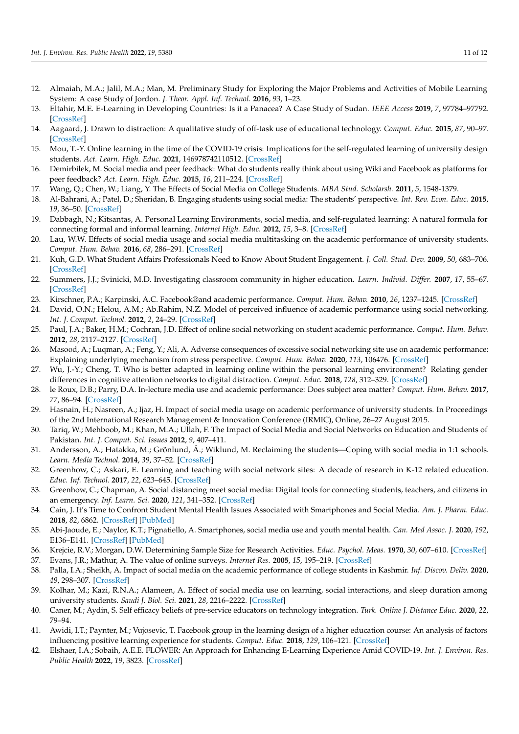12. Almaiah, M.A.; Jalil, M.A.; Man, M. Preliminary Study for Exploring the Major Problems and Activities of Mobile Learning System: A case Study of Jordon. *J. Theor. Appl. Inf. Technol.* **2016**, *93*, 1–23.
13. Eltahir, M.E. E-Learning in Developing Countries: Is it a Panacea? A Case Study of Sudan. *IEEE Access* **2019**, *7*, 97784–97792. [CrossRef]
14. Aagaard, J. Drawn to distraction: A qualitative study of off-task use of educational technology. *Comput. Educ.* **2015**, *87*, 90–97. [CrossRef]
15. Mou, T.-Y. Online learning in the time of the COVID-19 crisis: Implications for the self-regulated learning of university design students. *Act. Learn. High. Educ.* **2021**, 146978742110512. [CrossRef]
16. Demirbilek, M. Social media and peer feedback: What do students really think about using Wiki and Facebook as platforms for peer feedback? *Act. Learn. High. Educ.* **2015**, *16*, 211–224. [CrossRef]
17. Wang, Q.; Chen, W.; Liang, Y. The Effects of Social Media on College Students. *MBA Stud. Scholarsh.* **2011**, *5*, 1548-1379.
18. Al-Bahrani, A.; Patel, D.; Sheridan, B. Engaging students using social media: The students' perspective. *Int. Rev. Econ. Educ.* **2015**, *19*, 36–50. [CrossRef]
19. Dabbagh, N.; Kitsantas, A. Personal Learning Environments, social media, and self-regulated learning: A natural formula for connecting formal and informal learning. *Internet High. Educ.* **2012**, *15*, 3–8. [CrossRef]
20. Lau, W.W. Effects of social media usage and social media multitasking on the academic performance of university students. *Comput. Hum. Behav.* **2016**, *68*, 286–291. [CrossRef]
21. Kuh, G.D. What Student Affairs Professionals Need to Know About Student Engagement. *J. Coll. Stud. Dev.* **2009**, *50*, 683–706. [CrossRef]
22. Summers, J.J.; Svinicki, M.D. Investigating classroom community in higher education. *Learn. Individ. Differ.* **2007**, *17*, 55–67. [CrossRef]
23. Kirschner, P.A.; Karpinski, A.C. Facebook®and academic performance. *Comput. Hum. Behav.* **2010**, *26*, 1237–1245. [CrossRef]
24. David, O.N.; Helou, A.M.; Ab.Rahim, N.Z. Model of perceived influence of academic performance using social networking. *Int. J. Comput. Technol.* **2012**, *2*, 24–29. [CrossRef]
25. Paul, J.A.; Baker, H.M.; Cochran, J.D. Effect of online social networking on student academic performance. *Comput. Hum. Behav.* **2012**, *28*, 2117–2127. [CrossRef]
26. Masood, A.; Luqman, A.; Feng, Y.; Ali, A. Adverse consequences of excessive social networking site use on academic performance: Explaining underlying mechanism from stress perspective. *Comput. Hum. Behav.* **2020**, *113*, 106476. [CrossRef]
27. Wu, J.-Y.; Cheng, T. Who is better adapted in learning online within the personal learning environment? Relating gender differences in cognitive attention networks to digital distraction. *Comput. Educ.* **2018**, *128*, 312–329. [CrossRef]
28. le Roux, D.B.; Parry, D.A. In-lecture media use and academic performance: Does subject area matter? *Comput. Hum. Behav.* **2017**, *77*, 86–94. [CrossRef]
29. Hasnain, H.; Nasreen, A.; Ijaz, H. Impact of social media usage on academic performance of university students. In Proceedings of the 2nd International Research Management & Innovation Conference (IRMIC), Online, 26–27 August 2015.
30. Tariq, W.; Mehboob, M.; Khan, M.A.; Ullah, F. The Impact of Social Media and Social Networks on Education and Students of Pakistan. *Int. J. Comput. Sci. Issues* **2012**, *9*, 407–411.
31. Andersson, A.; Hatakka, M.; Grönlund, Å.; Wiklund, M. Reclaiming the students—Coping with social media in 1:1 schools. *Learn. Media Technol.* **2014**, *39*, 37–52. [CrossRef]
32. Greenhow, C.; Askari, E. Learning and teaching with social network sites: A decade of research in K-12 related education. *Educ. Inf. Technol.* **2017**, *22*, 623–645. [CrossRef]
33. Greenhow, C.; Chapman, A. Social distancing meet social media: Digital tools for connecting students, teachers, and citizens in an emergency. *Inf. Learn. Sci.* **2020**, *121*, 341–352. [CrossRef]
34. Cain, J. It's Time to Confront Student Mental Health Issues Associated with Smartphones and Social Media. *Am. J. Pharm. Educ.* **2018**, *82*, 6862. [CrossRef] [PubMed]
35. Abi-Jaoude, E.; Naylor, K.T.; Pignatiello, A. Smartphones, social media use and youth mental health. *Can. Med Assoc. J.* **2020**, *192*, E136–E141. [CrossRef] [PubMed]
36. Krejcie, R.V.; Morgan, D.W. Determining Sample Size for Research Activities. *Educ. Psychol. Meas.* **1970**, *30*, 607–610. [CrossRef]
37. Evans, J.R.; Mathur, A. The value of online surveys. *Internet Res.* **2005**, *15*, 195–219. [CrossRef]
38. Palla, I.A.; Sheikh, A. Impact of social media on the academic performance of college students in Kashmir. *Inf. Discov. Deliv.* **2020**, *49*, 298–307. [CrossRef]
39. Kolhar, M.; Kazi, R.N.A.; Alameen, A. Effect of social media use on learning, social interactions, and sleep duration among university students. *Saudi J. Biol. Sci.* **2021**, *28*, 2216–2222. [CrossRef]
40. Caner, M.; Aydin, S. Self efficacy beliefs of pre-service educators on technology integration. *Turk. Online J. Distance Educ.* **2020**, *22*, 79–94.
41. Awidi, I.T.; Paynter, M.; Vujosevic, T. Facebook group in the learning design of a higher education course: An analysis of factors influencing positive learning experience for students. *Comput. Educ.* **2018**, *129*, 106–121. [CrossRef]
42. Elshaer, I.A.; Sobaih, A.E.E. FLOWER: An Approach for Enhancing E-Learning Experience Amid COVID-19. *Int. J. Environ. Res. Public Health* **2022**, *19*, 3823. [CrossRef]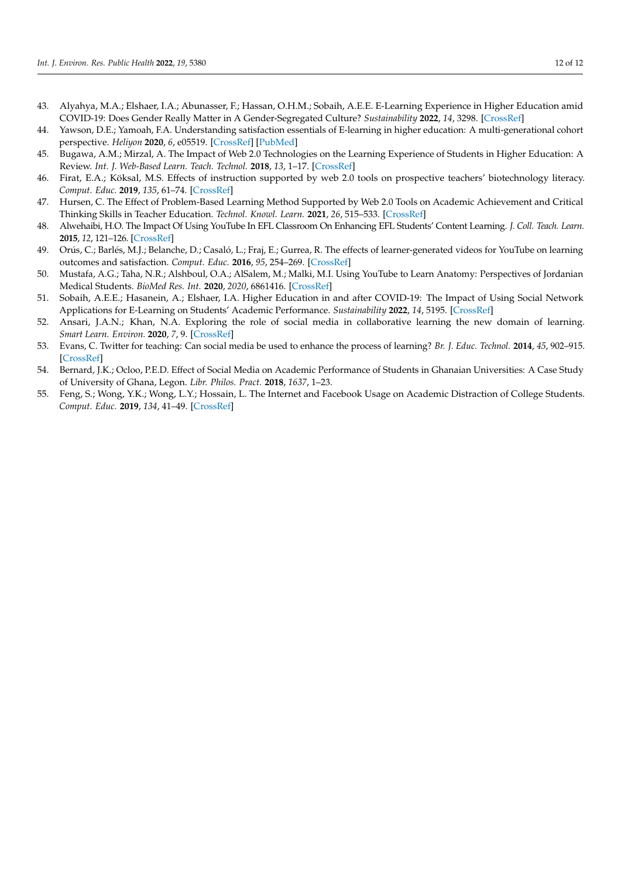43. Alyahya, M.A.; Elshaer, I.A.; Abunasser, F.; Hassan, O.H.M.; Sobaih, A.E.E. E-Learning Experience in Higher Education amid COVID-19: Does Gender Really Matter in A Gender-Segregated Culture? *Sustainability* **2022**, *14*, 3298. [CrossRef]
44. Yawson, D.E.; Yamoah, F.A. Understanding satisfaction essentials of E-learning in higher education: A multi-generational cohort perspective. *Heliyon* **2020**, *6*, e05519. [CrossRef] [PubMed]
45. Bugawa, A.M.; Mirzal, A. The Impact of Web 2.0 Technologies on the Learning Experience of Students in Higher Education: A Review. *Int. J. Web-Based Learn. Teach. Technol.* **2018**, *13*, 1–17. [CrossRef]
46. Firat, E.A.; Köksal, M.S. Effects of instruction supported by web 2.0 tools on prospective teachers' biotechnology literacy. *Comput. Educ.* **2019**, *135*, 61–74. [CrossRef]
47. Hursen, C. The Effect of Problem-Based Learning Method Supported by Web 2.0 Tools on Academic Achievement and Critical Thinking Skills in Teacher Education. *Technol. Knowl. Learn.* **2021**, *26*, 515–533. [CrossRef]
48. Alwehaibi, H.O. The Impact Of Using YouTube In EFL Classroom On Enhancing EFL Students' Content Learning. *J. Coll. Teach. Learn.* **2015**, *12*, 121–126. [CrossRef]
49. Orús, C.; Barlés, M.J.; Belanche, D.; Casaló, L.; Fraj, E.; Gurrea, R. The effects of learner-generated videos for YouTube on learning outcomes and satisfaction. *Comput. Educ.* **2016**, *95*, 254–269. [CrossRef]
50. Mustafa, A.G.; Taha, N.R.; Alshboul, O.A.; AlSalem, M.; Malki, M.I. Using YouTube to Learn Anatomy: Perspectives of Jordanian Medical Students. *BioMed Res. Int.* **2020**, *2020*, 6861416. [CrossRef]
51. Sobaih, A.E.E.; Hasanein, A.; Elshaer, I.A. Higher Education in and after COVID-19: The Impact of Using Social Network Applications for E-Learning on Students' Academic Performance. *Sustainability* **2022**, *14*, 5195. [CrossRef]
52. Ansari, J.A.N.; Khan, N.A. Exploring the role of social media in collaborative learning the new domain of learning. *Smart Learn. Environ.* **2020**, *7*, 9. [CrossRef]
53. Evans, C. Twitter for teaching: Can social media be used to enhance the process of learning? *Br. J. Educ. Technol.* **2014**, *45*, 902–915. [CrossRef]
54. Bernard, J.K.; Ocloo, P.E.D. Effect of Social Media on Academic Performance of Students in Ghanaian Universities: A Case Study of University of Ghana, Legon. *Libr. Philos. Pract.* **2018**, *1637*, 1–23.
55. Feng, S.; Wong, Y.K.; Wong, L.Y.; Hossain, L. The Internet and Facebook Usage on Academic Distraction of College Students. *Comput. Educ.* **2019**, *134*, 41–49. [CrossRef]